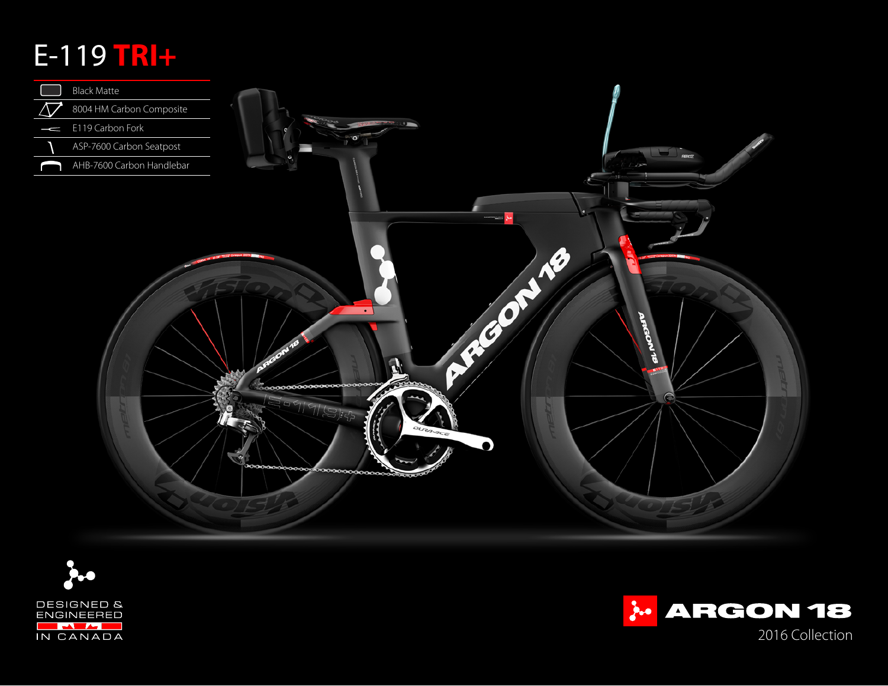# E-119 **TRI+**

| | |
|---|---|
| Black Matte | |
| 8004 HM Carbon Composite | |
| E119 Carbon Fork | |
| ASP-7600 Carbon Seatpost | |
| AHB-7600 Carbon Handlebar | |

DESIGNED & ENGINEERED IN CANADA

ARGON 18

2016 Collection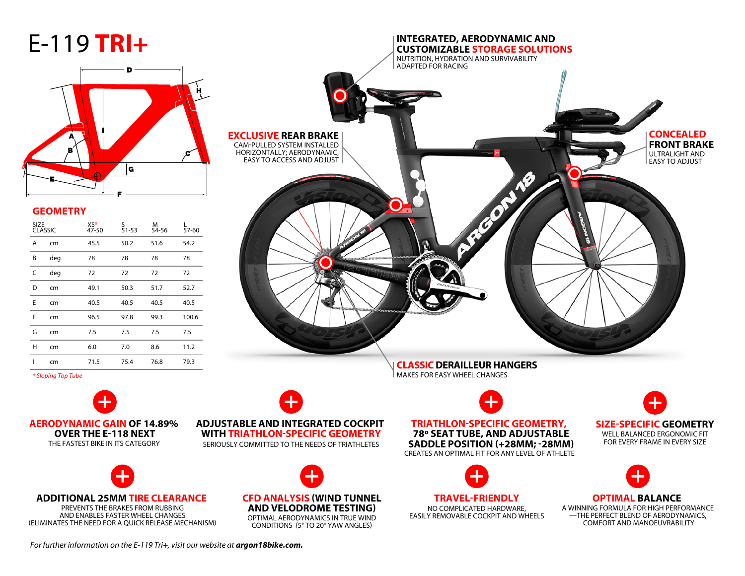# E-119 TRI+

## GEOMETRY

| SIZE CLASSIC | | XS* 47-50 | S 51-53 | M 54-56 | L 57-60 |
|---|---|---|---|---|---|
| A | cm | 45.5 | 50.2 | 51.6 | 54.2 |
| B | deg | 78 | 78 | 78 | 78 |
| C | deg | 72 | 72 | 72 | 72 |
| D | cm | 49.1 | 50.3 | 51.7 | 52.7 |
| E | cm | 40.5 | 40.5 | 40.5 | 40.5 |
| F | cm | 96.5 | 97.8 | 99.3 | 100.6 |
| G | cm | 7.5 | 7.5 | 7.5 | 7.5 |
| H | cm | 6.0 | 7.0 | 8.6 | 11.2 |
| I | cm | 71.5 | 75.4 | 76.8 | 79.3 |

*\* Sloping Top Tube*

### INTEGRATED, AERODYNAMIC AND CUSTOMIZABLE STORAGE SOLUTIONS

NUTRITION, HYDRATION AND SURVIVABILITY ADAPTED FOR RACING

### EXCLUSIVE REAR BRAKE

CAM-PULLED SYSTEM INSTALLED HORIZONTALLY; AERODYNAMIC, EASY TO ACCESS AND ADJUST

### CONCEALED FRONT BRAKE

ULTRALIGHT AND EASY TO ADJUST

### CLASSIC DERAILLEUR HANGERS

MAKES FOR EASY WHEEL CHANGES

### AERODYNAMIC GAIN OF 14.89% OVER THE E-118 NEXT

THE FASTEST BIKE IN ITS CATEGORY

### ADJUSTABLE AND INTEGRATED COCKPIT WITH TRIATHLON-SPECIFIC GEOMETRY

SERIOUSLY COMMITTED TO THE NEEDS OF TRIATHLETES

### TRIATHLON-SPECIFIC GEOMETRY, 78º SEAT TUBE, AND ADJUSTABLE SADDLE POSITION (+28MM; -28MM)

CREATES AN OPTIMAL FIT FOR ANY LEVEL OF ATHLETE

### SIZE-SPECIFIC GEOMETRY

WELL BALANCED ERGONOMIC FIT FOR EVERY FRAME IN EVERY SIZE

### ADDITIONAL 25MM TIRE CLEARANCE

PREVENTS THE BRAKES FROM RUBBING AND ENABLES FASTER WHEEL CHANGES (ELIMINATES THE NEED FOR A QUICK RELEASE MECHANISM)

### CFD ANALYSIS (WIND TUNNEL AND VELODROME TESTING)

OPTIMAL AERODYNAMICS IN TRUE WIND CONDITIONS (5° TO 20° YAW ANGLES)

### TRAVEL-FRIENDLY

NO COMPLICATED HARDWARE, EASILY REMOVABLE COCKPIT AND WHEELS

### OPTIMAL BALANCE

A WINNING FORMULA FOR HIGH PERFORMANCE —THE PERFECT BLEND OF AERODYNAMICS, COMFORT AND MANOEUVRABILITY

*For further information on the E-119 Tri+, visit our website at **argon18bike.com.***